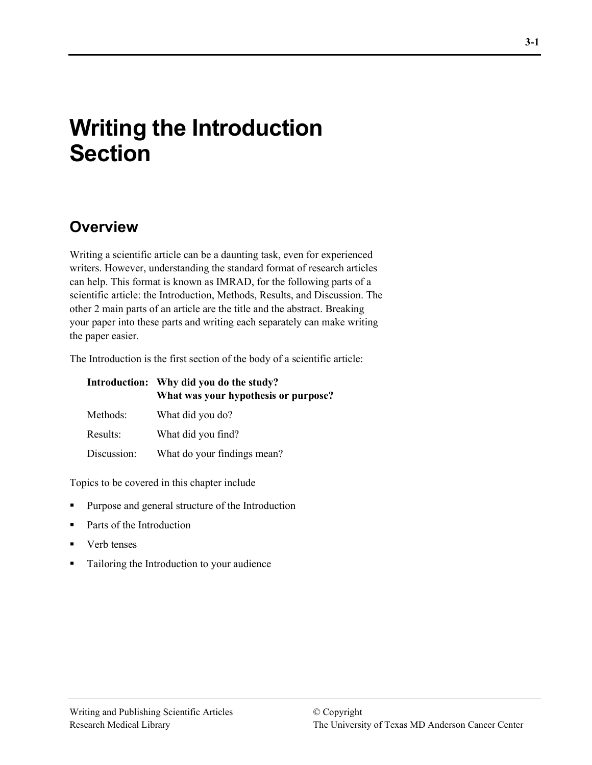# Writing the Introduction Section

## Overview

Writing a scientific article can be a daunting task, even for experienced writers. However, understanding the standard format of research articles can help. This format is known as IMRAD, for the following parts of a scientific article: the Introduction, Methods, Results, and Discussion. The other 2 main parts of an article are the title and the abstract. Breaking your paper into these parts and writing each separately can make writing the paper easier.

The Introduction is the first section of the body of a scientific article:

| | |
|---|---|
| **Introduction:** | **Why did you do the study?**<br>**What was your hypothesis or purpose?** |
| Methods: | What did you do? |
| Results: | What did you find? |
| Discussion: | What do your findings mean? |

Topics to be covered in this chapter include

- Purpose and general structure of the Introduction
- Parts of the Introduction
- Verb tenses
- Tailoring the Introduction to your audience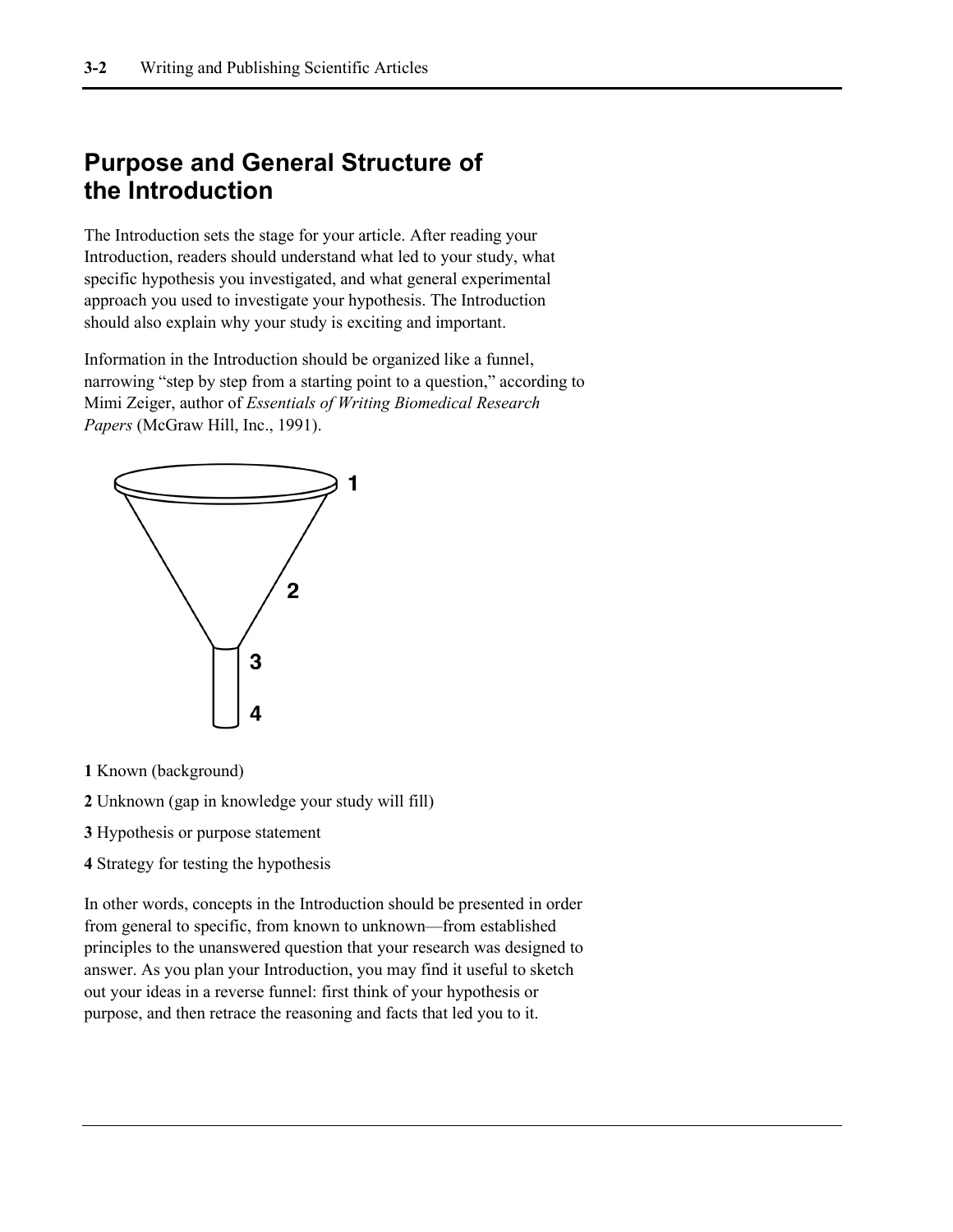## Purpose and General Structure of the Introduction

The Introduction sets the stage for your article. After reading your Introduction, readers should understand what led to your study, what specific hypothesis you investigated, and what general experimental approach you used to investigate your hypothesis. The Introduction should also explain why your study is exciting and important.

Information in the Introduction should be organized like a funnel, narrowing "step by step from a starting point to a question," according to Mimi Zeiger, author of *Essentials of Writing Biomedical Research Papers* (McGraw Hill, Inc., 1991).

**1** Known (background)

**2** Unknown (gap in knowledge your study will fill)

**3** Hypothesis or purpose statement

**4** Strategy for testing the hypothesis

In other words, concepts in the Introduction should be presented in order from general to specific, from known to unknown—from established principles to the unanswered question that your research was designed to answer. As you plan your Introduction, you may find it useful to sketch out your ideas in a reverse funnel: first think of your hypothesis or purpose, and then retrace the reasoning and facts that led you to it.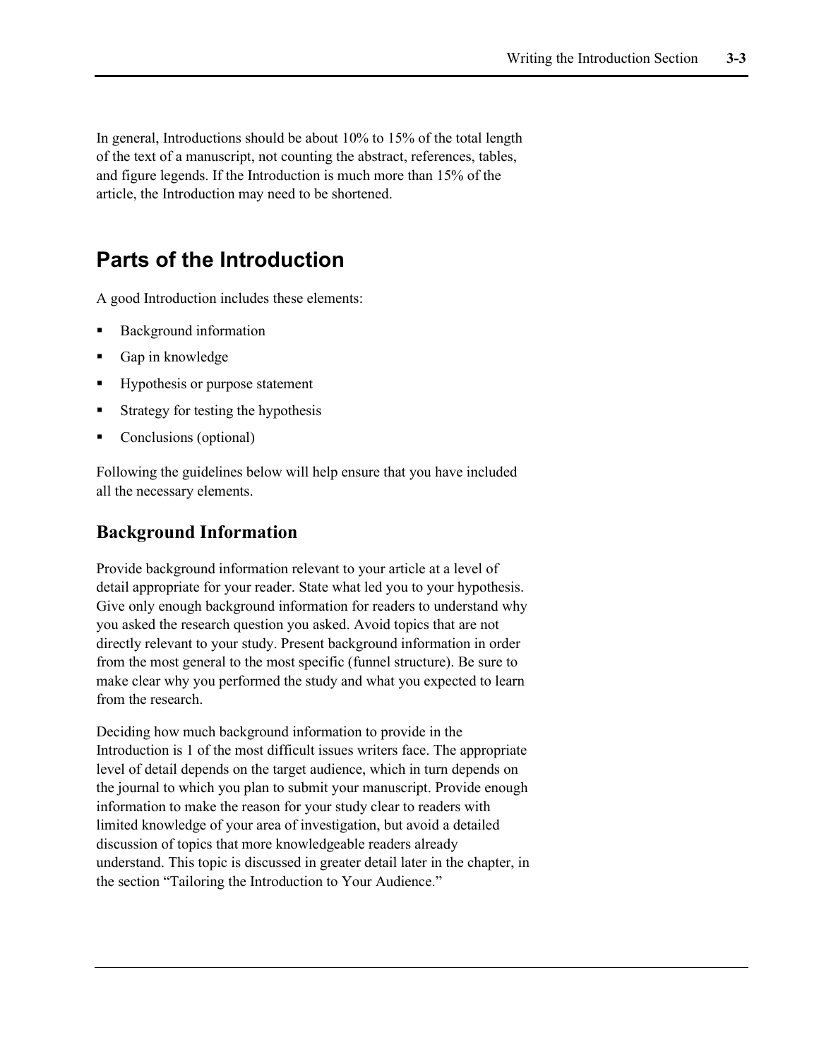In general, Introductions should be about 10% to 15% of the total length of the text of a manuscript, not counting the abstract, references, tables, and figure legends. If the Introduction is much more than 15% of the article, the Introduction may need to be shortened.

# Parts of the Introduction

A good Introduction includes these elements:

- Background information
- Gap in knowledge
- Hypothesis or purpose statement
- Strategy for testing the hypothesis
- Conclusions (optional)

Following the guidelines below will help ensure that you have included all the necessary elements.

## Background Information

Provide background information relevant to your article at a level of detail appropriate for your reader. State what led you to your hypothesis. Give only enough background information for readers to understand why you asked the research question you asked. Avoid topics that are not directly relevant to your study. Present background information in order from the most general to the most specific (funnel structure). Be sure to make clear why you performed the study and what you expected to learn from the research.

Deciding how much background information to provide in the Introduction is 1 of the most difficult issues writers face. The appropriate level of detail depends on the target audience, which in turn depends on the journal to which you plan to submit your manuscript. Provide enough information to make the reason for your study clear to readers with limited knowledge of your area of investigation, but avoid a detailed discussion of topics that more knowledgeable readers already understand. This topic is discussed in greater detail later in the chapter, in the section "Tailoring the Introduction to Your Audience."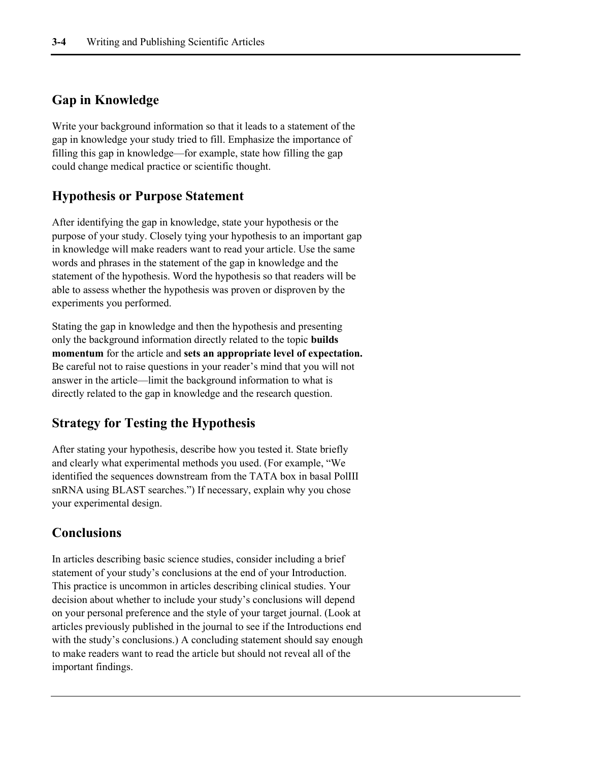## Gap in Knowledge

Write your background information so that it leads to a statement of the gap in knowledge your study tried to fill. Emphasize the importance of filling this gap in knowledge—for example, state how filling the gap could change medical practice or scientific thought.

## Hypothesis or Purpose Statement

After identifying the gap in knowledge, state your hypothesis or the purpose of your study. Closely tying your hypothesis to an important gap in knowledge will make readers want to read your article. Use the same words and phrases in the statement of the gap in knowledge and the statement of the hypothesis. Word the hypothesis so that readers will be able to assess whether the hypothesis was proven or disproven by the experiments you performed.

Stating the gap in knowledge and then the hypothesis and presenting only the background information directly related to the topic **builds momentum** for the article and **sets an appropriate level of expectation.** Be careful not to raise questions in your reader's mind that you will not answer in the article—limit the background information to what is directly related to the gap in knowledge and the research question.

## Strategy for Testing the Hypothesis

After stating your hypothesis, describe how you tested it. State briefly and clearly what experimental methods you used. (For example, "We identified the sequences downstream from the TATA box in basal PolIII snRNA using BLAST searches.") If necessary, explain why you chose your experimental design.

## Conclusions

In articles describing basic science studies, consider including a brief statement of your study's conclusions at the end of your Introduction. This practice is uncommon in articles describing clinical studies. Your decision about whether to include your study's conclusions will depend on your personal preference and the style of your target journal. (Look at articles previously published in the journal to see if the Introductions end with the study's conclusions.) A concluding statement should say enough to make readers want to read the article but should not reveal all of the important findings.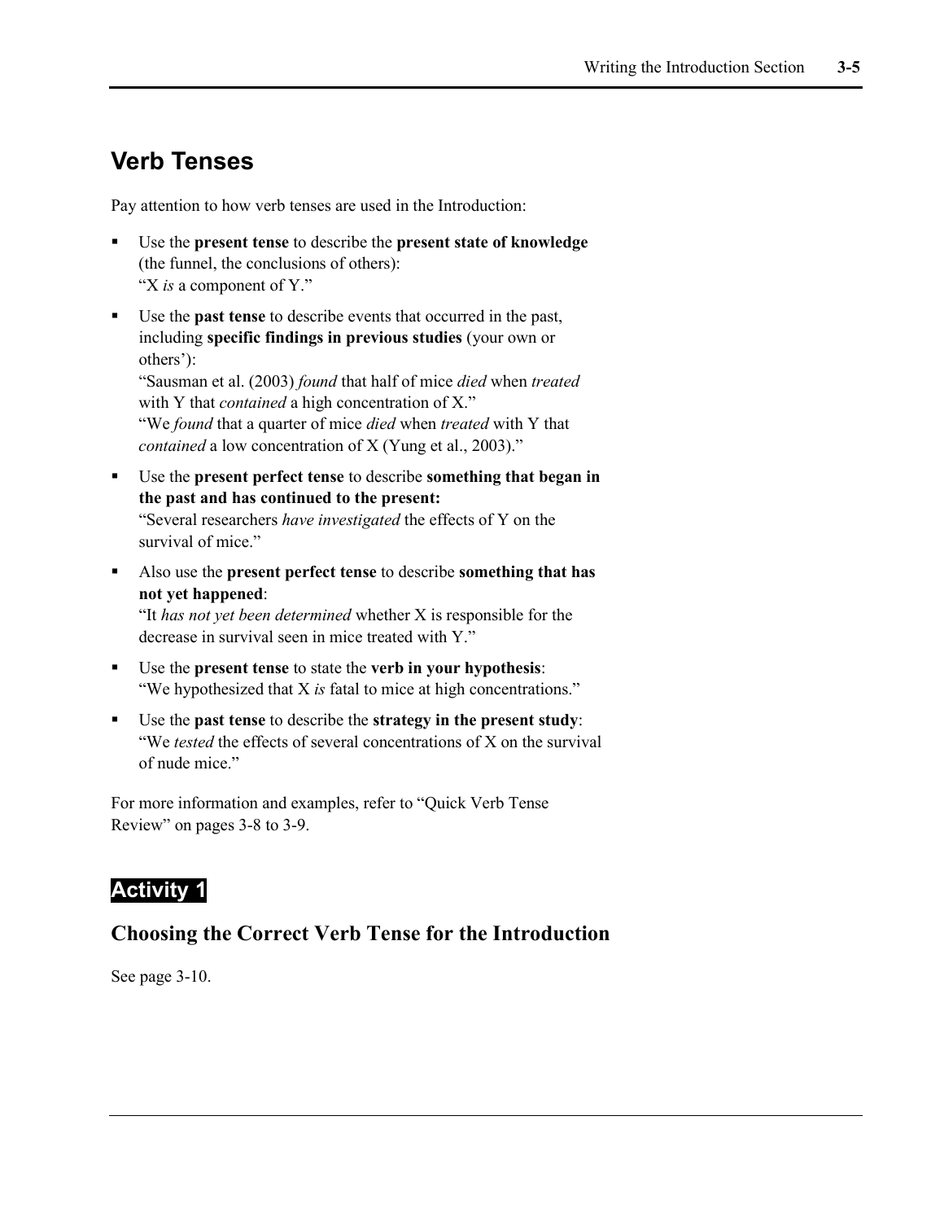## Verb Tenses

Pay attention to how verb tenses are used in the Introduction:

- Use the **present tense** to describe the **present state of knowledge** (the funnel, the conclusions of others):
  "X *is* a component of Y."
- Use the **past tense** to describe events that occurred in the past, including **specific findings in previous studies** (your own or others'):
  "Sausman et al. (2003) *found* that half of mice *died* when *treated* with Y that *contained* a high concentration of X."
  "We *found* that a quarter of mice *died* when *treated* with Y that *contained* a low concentration of X (Yung et al., 2003)."
- Use the **present perfect tense** to describe **something that began in the past and has continued to the present:**
  "Several researchers *have investigated* the effects of Y on the survival of mice."
- Also use the **present perfect tense** to describe **something that has not yet happened**:
  "It *has not yet been determined* whether X is responsible for the decrease in survival seen in mice treated with Y."
- Use the **present tense** to state the **verb in your hypothesis**:
  "We hypothesized that X *is* fatal to mice at high concentrations."
- Use the **past tense** to describe the **strategy in the present study**:
  "We *tested* the effects of several concentrations of X on the survival of nude mice."

For more information and examples, refer to "Quick Verb Tense Review" on pages 3-8 to 3-9.

## Activity 1

### Choosing the Correct Verb Tense for the Introduction

See page 3-10.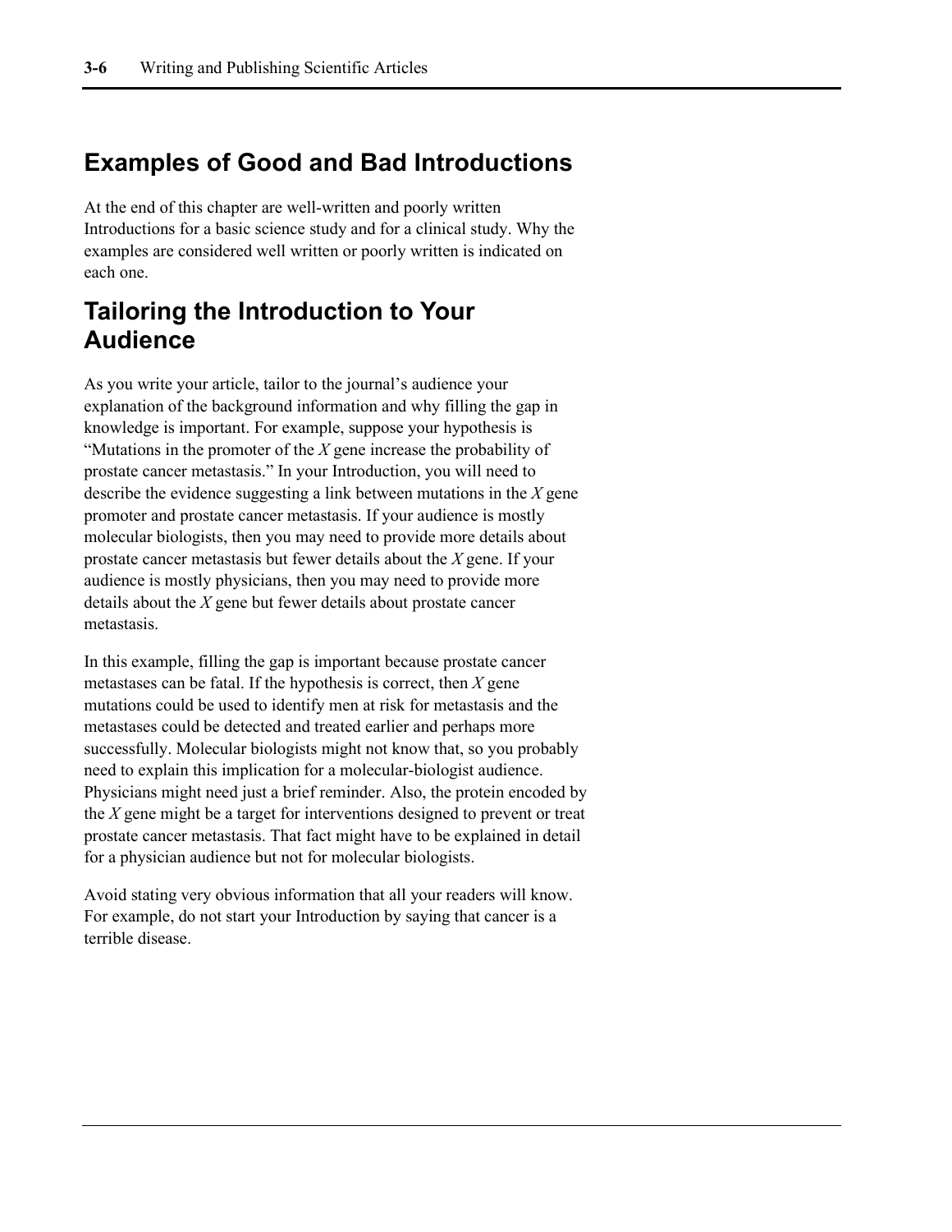## Examples of Good and Bad Introductions

At the end of this chapter are well-written and poorly written Introductions for a basic science study and for a clinical study. Why the examples are considered well written or poorly written is indicated on each one.

## Tailoring the Introduction to Your Audience

As you write your article, tailor to the journal's audience your explanation of the background information and why filling the gap in knowledge is important. For example, suppose your hypothesis is "Mutations in the promoter of the *X* gene increase the probability of prostate cancer metastasis." In your Introduction, you will need to describe the evidence suggesting a link between mutations in the *X* gene promoter and prostate cancer metastasis. If your audience is mostly molecular biologists, then you may need to provide more details about prostate cancer metastasis but fewer details about the *X* gene. If your audience is mostly physicians, then you may need to provide more details about the *X* gene but fewer details about prostate cancer metastasis.

In this example, filling the gap is important because prostate cancer metastases can be fatal. If the hypothesis is correct, then *X* gene mutations could be used to identify men at risk for metastasis and the metastases could be detected and treated earlier and perhaps more successfully. Molecular biologists might not know that, so you probably need to explain this implication for a molecular-biologist audience. Physicians might need just a brief reminder. Also, the protein encoded by the *X* gene might be a target for interventions designed to prevent or treat prostate cancer metastasis. That fact might have to be explained in detail for a physician audience but not for molecular biologists.

Avoid stating very obvious information that all your readers will know. For example, do not start your Introduction by saying that cancer is a terrible disease.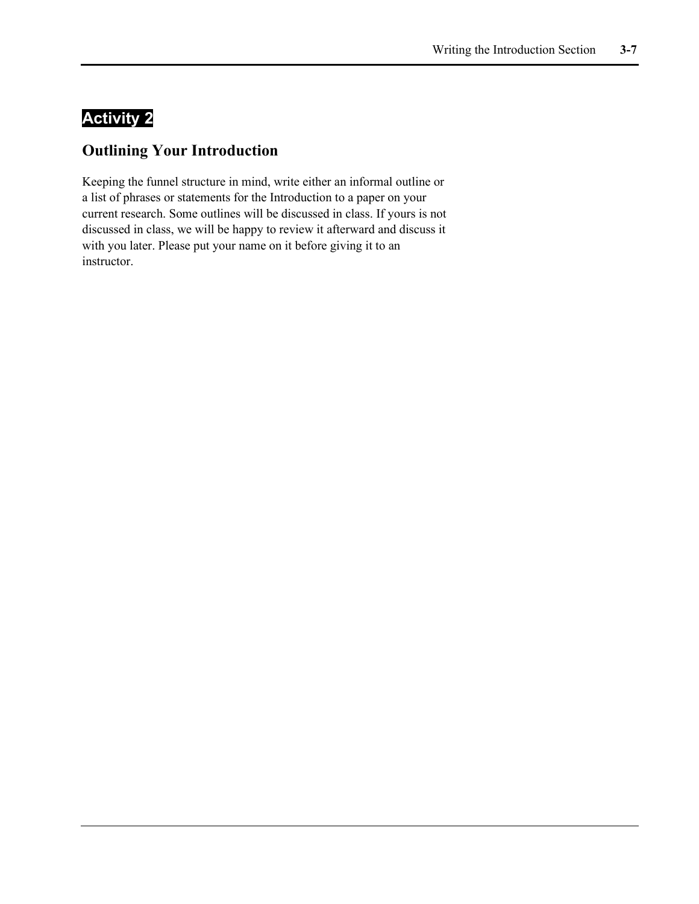## Activity 2

### Outlining Your Introduction

Keeping the funnel structure in mind, write either an informal outline or a list of phrases or statements for the Introduction to a paper on your current research. Some outlines will be discussed in class. If yours is not discussed in class, we will be happy to review it afterward and discuss it with you later. Please put your name on it before giving it to an instructor.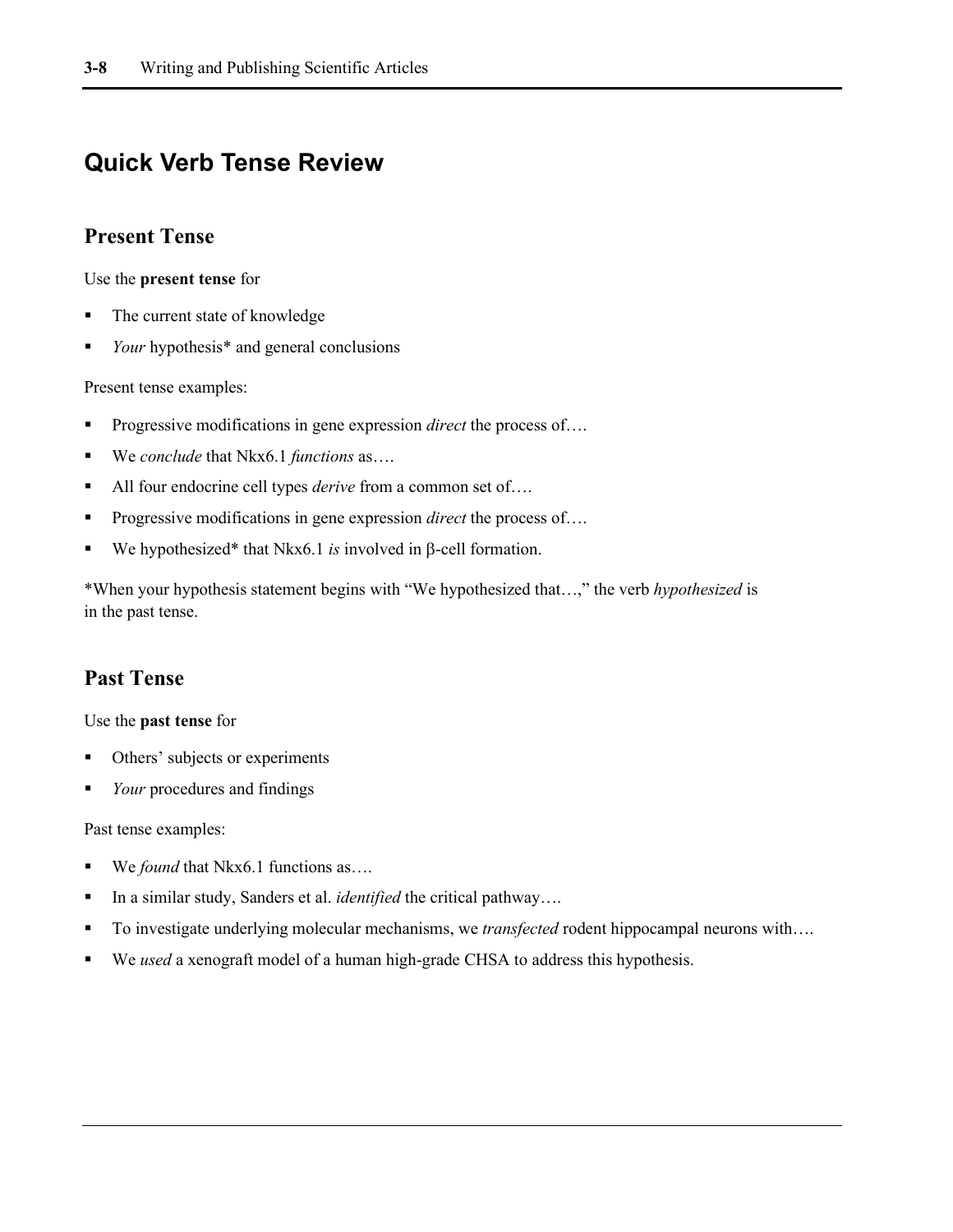# Quick Verb Tense Review

## Present Tense

Use the **present tense** for

- The current state of knowledge
- *Your* hypothesis* and general conclusions

Present tense examples:

- Progressive modifications in gene expression *direct* the process of….
- We *conclude* that Nkx6.1 *functions* as….
- All four endocrine cell types *derive* from a common set of….
- Progressive modifications in gene expression *direct* the process of….
- We hypothesized* that Nkx6.1 *is* involved in β-cell formation.

*When your hypothesis statement begins with "We hypothesized that…," the verb *hypothesized* is in the past tense.

## Past Tense

Use the **past tense** for

- Others' subjects or experiments
- *Your* procedures and findings

Past tense examples:

- We *found* that Nkx6.1 functions as….
- In a similar study, Sanders et al. *identified* the critical pathway….
- To investigate underlying molecular mechanisms, we *transfected* rodent hippocampal neurons with….
- We *used* a xenograft model of a human high-grade CHSA to address this hypothesis.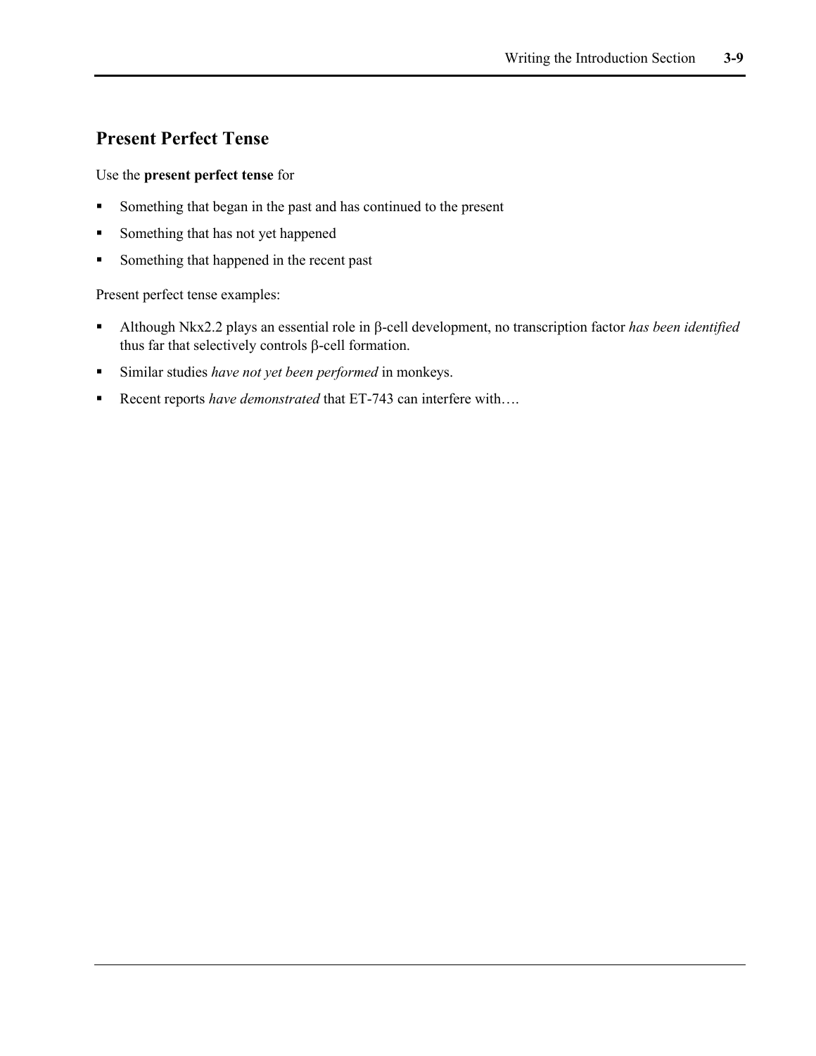## Present Perfect Tense

Use the **present perfect tense** for

- Something that began in the past and has continued to the present
- Something that has not yet happened
- Something that happened in the recent past

Present perfect tense examples:

- Although Nkx2.2 plays an essential role in β-cell development, no transcription factor *has been identified* thus far that selectively controls β-cell formation.
- Similar studies *have not yet been performed* in monkeys.
- Recent reports *have demonstrated* that ET-743 can interfere with….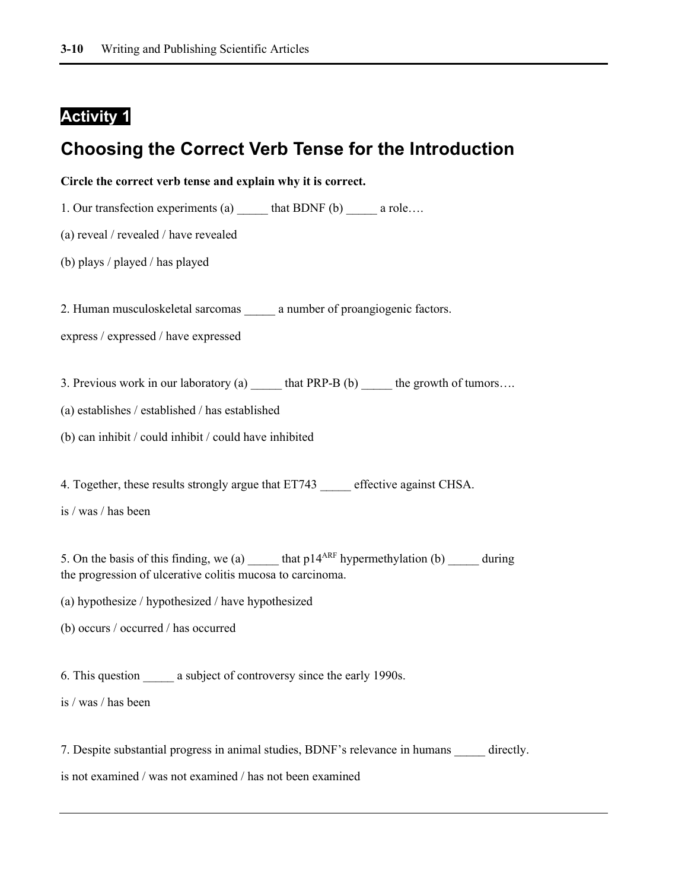## Activity 1

# Choosing the Correct Verb Tense for the Introduction

**Circle the correct verb tense and explain why it is correct.**

1. Our transfection experiments (a) _____ that BDNF (b) _____ a role….

(a) reveal / revealed / have revealed

(b) plays / played / has played

2. Human musculoskeletal sarcomas _____ a number of proangiogenic factors.

express / expressed / have expressed

3. Previous work in our laboratory (a) _____ that PRP-B (b) _____ the growth of tumors….

(a) establishes / established / has established

(b) can inhibit / could inhibit / could have inhibited

4. Together, these results strongly argue that ET743 _____ effective against CHSA.

is / was / has been

5. On the basis of this finding, we (a) _____ that $p14^{ARF}$ hypermethylation (b) _____ during the progression of ulcerative colitis mucosa to carcinoma.

(a) hypothesize / hypothesized / have hypothesized

(b) occurs / occurred / has occurred

6. This question _____ a subject of controversy since the early 1990s.

is / was / has been

7. Despite substantial progress in animal studies, BDNF's relevance in humans _____ directly.

is not examined / was not examined / has not been examined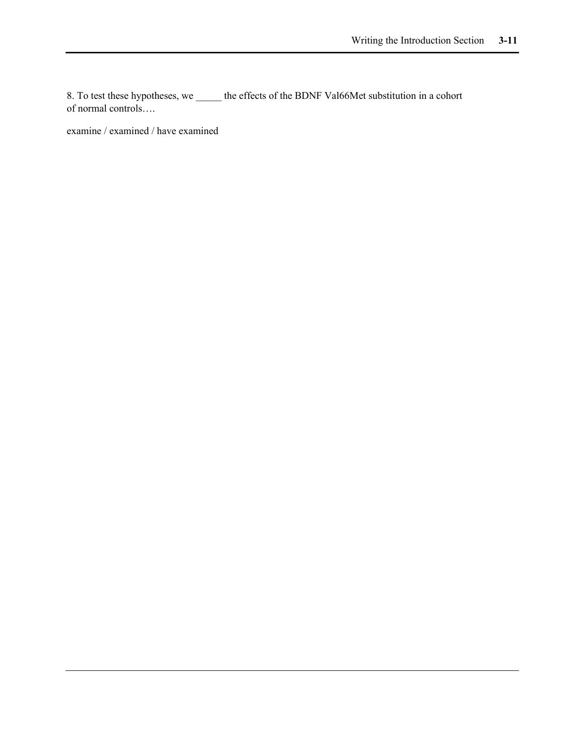8. To test these hypotheses, we _____ the effects of the BDNF Val66Met substitution in a cohort of normal controls….

examine / examined / have examined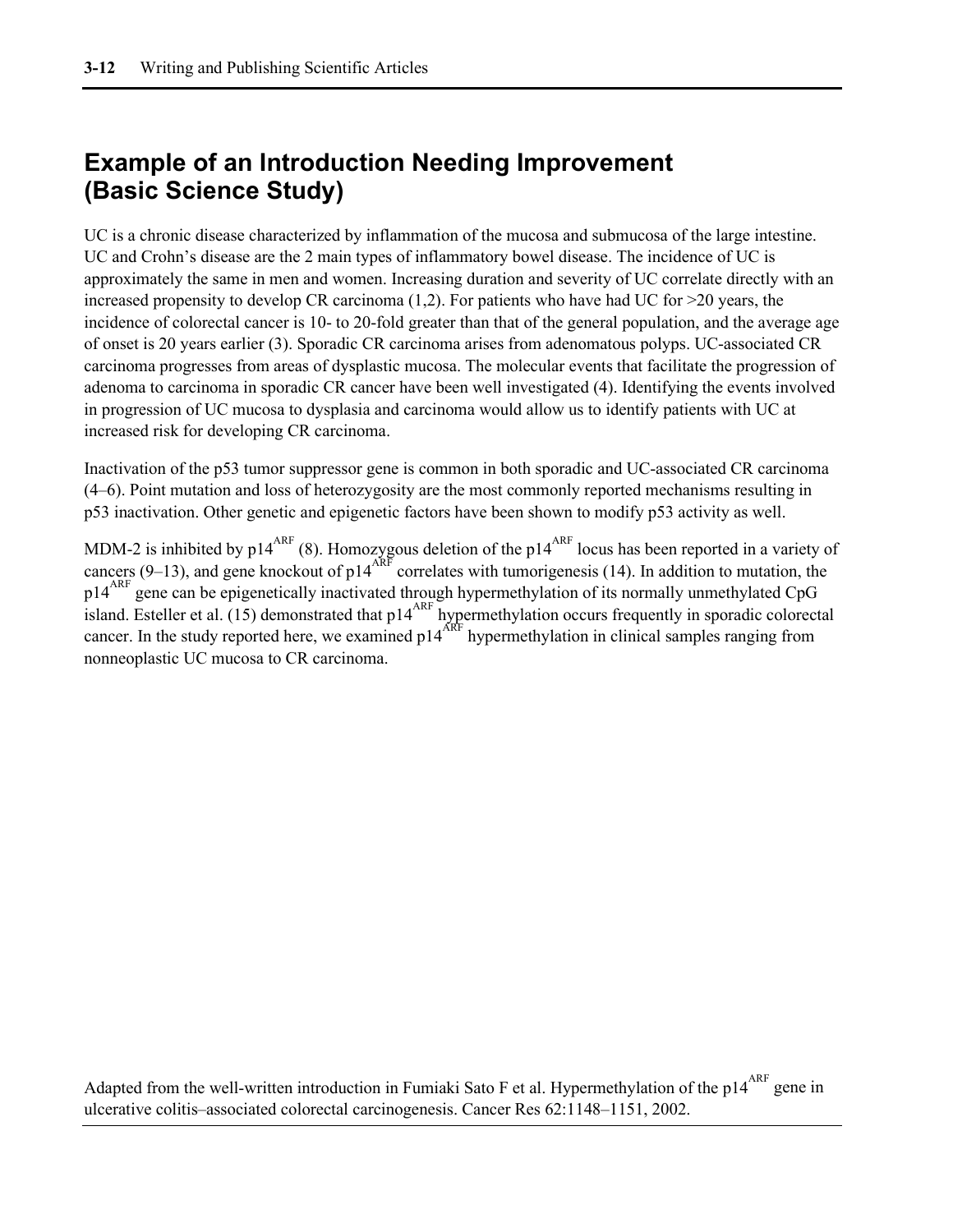## Example of an Introduction Needing Improvement (Basic Science Study)

UC is a chronic disease characterized by inflammation of the mucosa and submucosa of the large intestine. UC and Crohn's disease are the 2 main types of inflammatory bowel disease. The incidence of UC is approximately the same in men and women. Increasing duration and severity of UC correlate directly with an increased propensity to develop CR carcinoma (1,2). For patients who have had UC for >20 years, the incidence of colorectal cancer is 10- to 20-fold greater than that of the general population, and the average age of onset is 20 years earlier (3). Sporadic CR carcinoma arises from adenomatous polyps. UC-associated CR carcinoma progresses from areas of dysplastic mucosa. The molecular events that facilitate the progression of adenoma to carcinoma in sporadic CR cancer have been well investigated (4). Identifying the events involved in progression of UC mucosa to dysplasia and carcinoma would allow us to identify patients with UC at increased risk for developing CR carcinoma.

Inactivation of the p53 tumor suppressor gene is common in both sporadic and UC-associated CR carcinoma (4–6). Point mutation and loss of heterozygosity are the most commonly reported mechanisms resulting in p53 inactivation. Other genetic and epigenetic factors have been shown to modify p53 activity as well.

MDM-2 is inhibited by $p14^{ARF}$ (8). Homozygous deletion of the $p14^{ARF}$ locus has been reported in a variety of cancers (9–13), and gene knockout of $p14^{ARF}$ correlates with tumorigenesis (14). In addition to mutation, the $p14^{ARF}$ gene can be epigenetically inactivated through hypermethylation of its normally unmethylated CpG island. Esteller et al. (15) demonstrated that $p14^{ARF}$ hypermethylation occurs frequently in sporadic colorectal cancer. In the study reported here, we examined $p14^{ARF}$ hypermethylation in clinical samples ranging from nonneoplastic UC mucosa to CR carcinoma.

Adapted from the well-written introduction in Fumiaki Sato F et al. Hypermethylation of the $p14^{ARF}$ gene in ulcerative colitis–associated colorectal carcinogenesis. Cancer Res 62:1148–1151, 2002.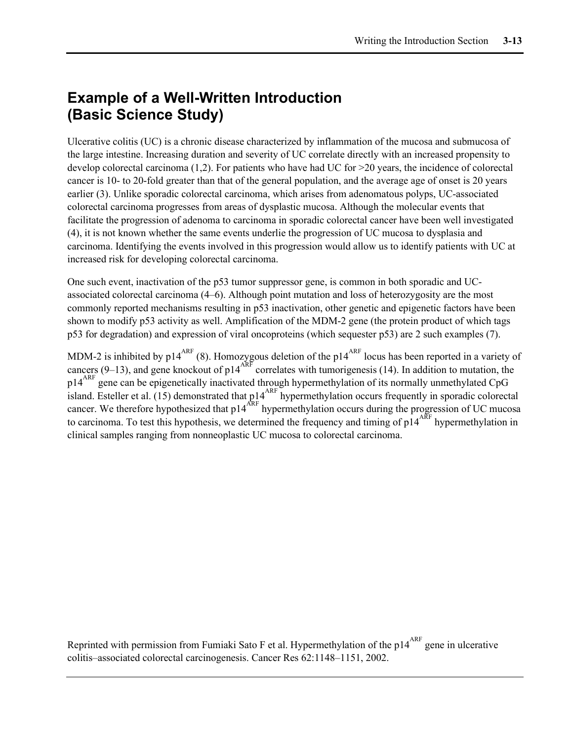## Example of a Well-Written Introduction (Basic Science Study)

Ulcerative colitis (UC) is a chronic disease characterized by inflammation of the mucosa and submucosa of the large intestine. Increasing duration and severity of UC correlate directly with an increased propensity to develop colorectal carcinoma (1,2). For patients who have had UC for >20 years, the incidence of colorectal cancer is 10- to 20-fold greater than that of the general population, and the average age of onset is 20 years earlier (3). Unlike sporadic colorectal carcinoma, which arises from adenomatous polyps, UC-associated colorectal carcinoma progresses from areas of dysplastic mucosa. Although the molecular events that facilitate the progression of adenoma to carcinoma in sporadic colorectal cancer have been well investigated (4), it is not known whether the same events underlie the progression of UC mucosa to dysplasia and carcinoma. Identifying the events involved in this progression would allow us to identify patients with UC at increased risk for developing colorectal carcinoma.

One such event, inactivation of the p53 tumor suppressor gene, is common in both sporadic and UC-associated colorectal carcinoma (4–6). Although point mutation and loss of heterozygosity are the most commonly reported mechanisms resulting in p53 inactivation, other genetic and epigenetic factors have been shown to modify p53 activity as well. Amplification of the MDM-2 gene (the protein product of which tags p53 for degradation) and expression of viral oncoproteins (which sequester p53) are 2 such examples (7).

MDM-2 is inhibited by $p14^{ARF}$ (8). Homozygous deletion of the $p14^{ARF}$ locus has been reported in a variety of cancers (9–13), and gene knockout of $p14^{ARF}$ correlates with tumorigenesis (14). In addition to mutation, the $p14^{ARF}$ gene can be epigenetically inactivated through hypermethylation of its normally unmethylated CpG island. Esteller et al. (15) demonstrated that $p14^{ARF}$ hypermethylation occurs frequently in sporadic colorectal cancer. We therefore hypothesized that $p14^{ARF}$ hypermethylation occurs during the progression of UC mucosa to carcinoma. To test this hypothesis, we determined the frequency and timing of $p14^{ARF}$ hypermethylation in clinical samples ranging from nonneoplastic UC mucosa to colorectal carcinoma.

Reprinted with permission from Fumiaki Sato F et al. Hypermethylation of the $p14^{ARF}$ gene in ulcerative colitis–associated colorectal carcinogenesis. Cancer Res 62:1148–1151, 2002.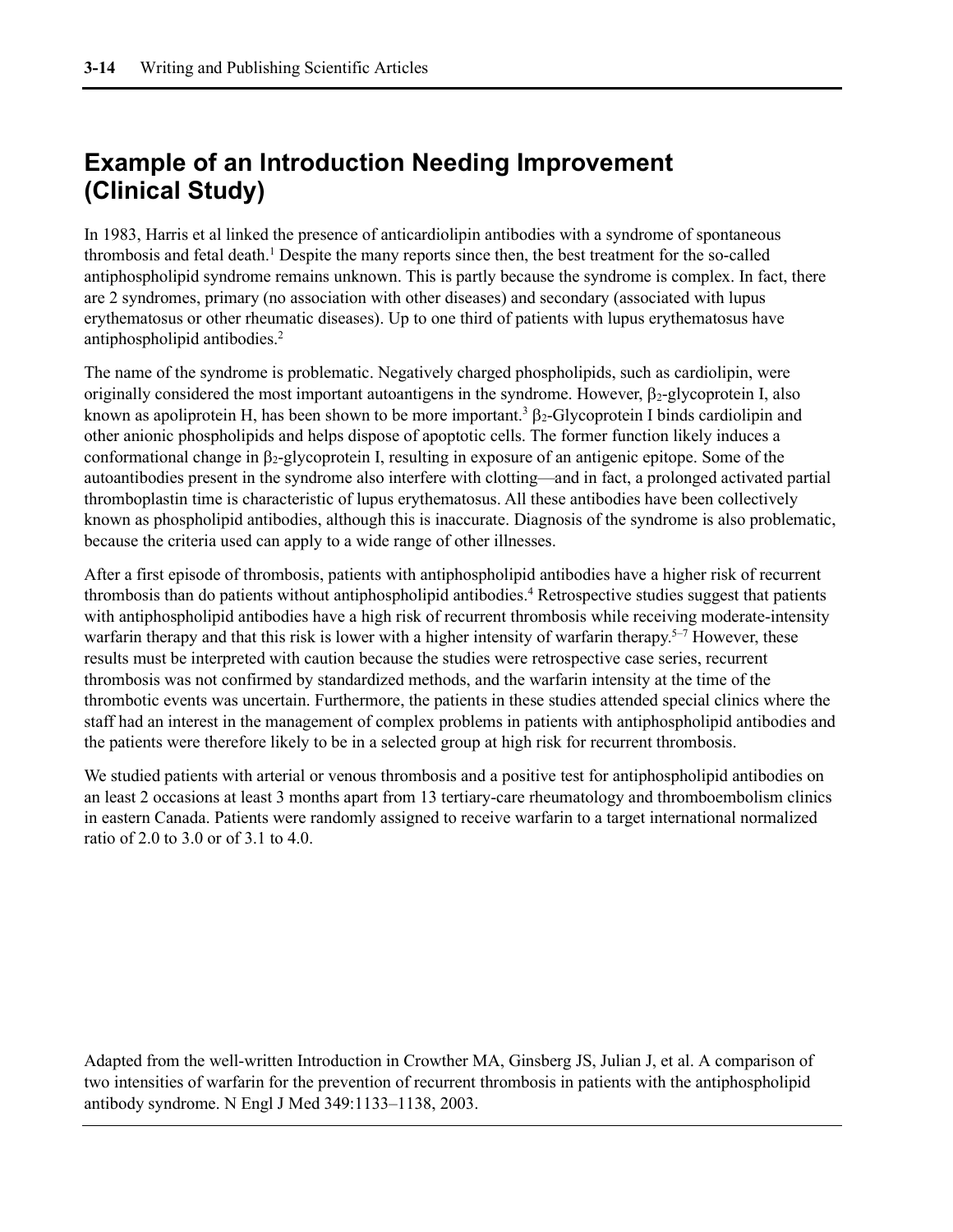## Example of an Introduction Needing Improvement (Clinical Study)

In 1983, Harris et al linked the presence of anticardiolipin antibodies with a syndrome of spontaneous thrombosis and fetal death.[1] Despite the many reports since then, the best treatment for the so-called antiphospholipid syndrome remains unknown. This is partly because the syndrome is complex. In fact, there are 2 syndromes, primary (no association with other diseases) and secondary (associated with lupus erythematosus or other rheumatic diseases). Up to one third of patients with lupus erythematosus have antiphospholipid antibodies.[2]

The name of the syndrome is problematic. Negatively charged phospholipids, such as cardiolipin, were originally considered the most important autoantigens in the syndrome. However, $\beta_2$-glycoprotein I, also known as apoliprotein H, has been shown to be more important.[3] $\beta_2$-Glycoprotein I binds cardiolipin and other anionic phospholipids and helps dispose of apoptotic cells. The former function likely induces a conformational change in $\beta_2$-glycoprotein I, resulting in exposure of an antigenic epitope. Some of the autoantibodies present in the syndrome also interfere with clotting—and in fact, a prolonged activated partial thromboplastin time is characteristic of lupus erythematosus. All these antibodies have been collectively known as phospholipid antibodies, although this is inaccurate. Diagnosis of the syndrome is also problematic, because the criteria used can apply to a wide range of other illnesses.

After a first episode of thrombosis, patients with antiphospholipid antibodies have a higher risk of recurrent thrombosis than do patients without antiphospholipid antibodies.[4] Retrospective studies suggest that patients with antiphospholipid antibodies have a high risk of recurrent thrombosis while receiving moderate-intensity warfarin therapy and that this risk is lower with a higher intensity of warfarin therapy.[5–7] However, these results must be interpreted with caution because the studies were retrospective case series, recurrent thrombosis was not confirmed by standardized methods, and the warfarin intensity at the time of the thrombotic events was uncertain. Furthermore, the patients in these studies attended special clinics where the staff had an interest in the management of complex problems in patients with antiphospholipid antibodies and the patients were therefore likely to be in a selected group at high risk for recurrent thrombosis.

We studied patients with arterial or venous thrombosis and a positive test for antiphospholipid antibodies on an least 2 occasions at least 3 months apart from 13 tertiary-care rheumatology and thromboembolism clinics in eastern Canada. Patients were randomly assigned to receive warfarin to a target international normalized ratio of 2.0 to 3.0 or of 3.1 to 4.0.

Adapted from the well-written Introduction in Crowther MA, Ginsberg JS, Julian J, et al. A comparison of two intensities of warfarin for the prevention of recurrent thrombosis in patients with the antiphospholipid antibody syndrome. N Engl J Med 349:1133–1138, 2003.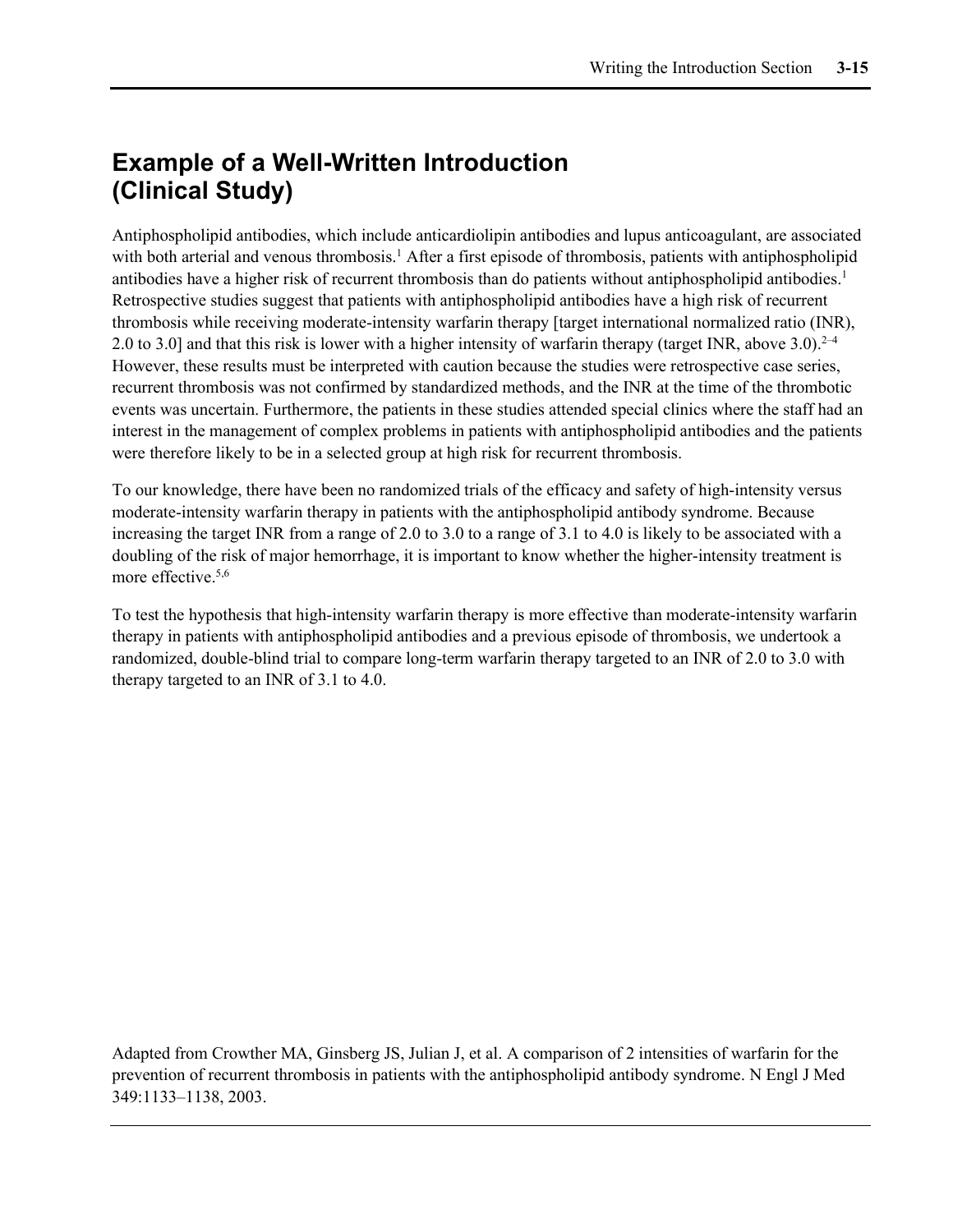## Example of a Well-Written Introduction (Clinical Study)

Antiphospholipid antibodies, which include anticardiolipin antibodies and lupus anticoagulant, are associated with both arterial and venous thrombosis.[1] After a first episode of thrombosis, patients with antiphospholipid antibodies have a higher risk of recurrent thrombosis than do patients without antiphospholipid antibodies.[1] Retrospective studies suggest that patients with antiphospholipid antibodies have a high risk of recurrent thrombosis while receiving moderate-intensity warfarin therapy [target international normalized ratio (INR), 2.0 to 3.0] and that this risk is lower with a higher intensity of warfarin therapy (target INR, above 3.0).[2–4] However, these results must be interpreted with caution because the studies were retrospective case series, recurrent thrombosis was not confirmed by standardized methods, and the INR at the time of the thrombotic events was uncertain. Furthermore, the patients in these studies attended special clinics where the staff had an interest in the management of complex problems in patients with antiphospholipid antibodies and the patients were therefore likely to be in a selected group at high risk for recurrent thrombosis.

To our knowledge, there have been no randomized trials of the efficacy and safety of high-intensity versus moderate-intensity warfarin therapy in patients with the antiphospholipid antibody syndrome. Because increasing the target INR from a range of 2.0 to 3.0 to a range of 3.1 to 4.0 is likely to be associated with a doubling of the risk of major hemorrhage, it is important to know whether the higher-intensity treatment is more effective.[5,6]

To test the hypothesis that high-intensity warfarin therapy is more effective than moderate-intensity warfarin therapy in patients with antiphospholipid antibodies and a previous episode of thrombosis, we undertook a randomized, double-blind trial to compare long-term warfarin therapy targeted to an INR of 2.0 to 3.0 with therapy targeted to an INR of 3.1 to 4.0.

Adapted from Crowther MA, Ginsberg JS, Julian J, et al. A comparison of 2 intensities of warfarin for the prevention of recurrent thrombosis in patients with the antiphospholipid antibody syndrome. N Engl J Med 349:1133–1138, 2003.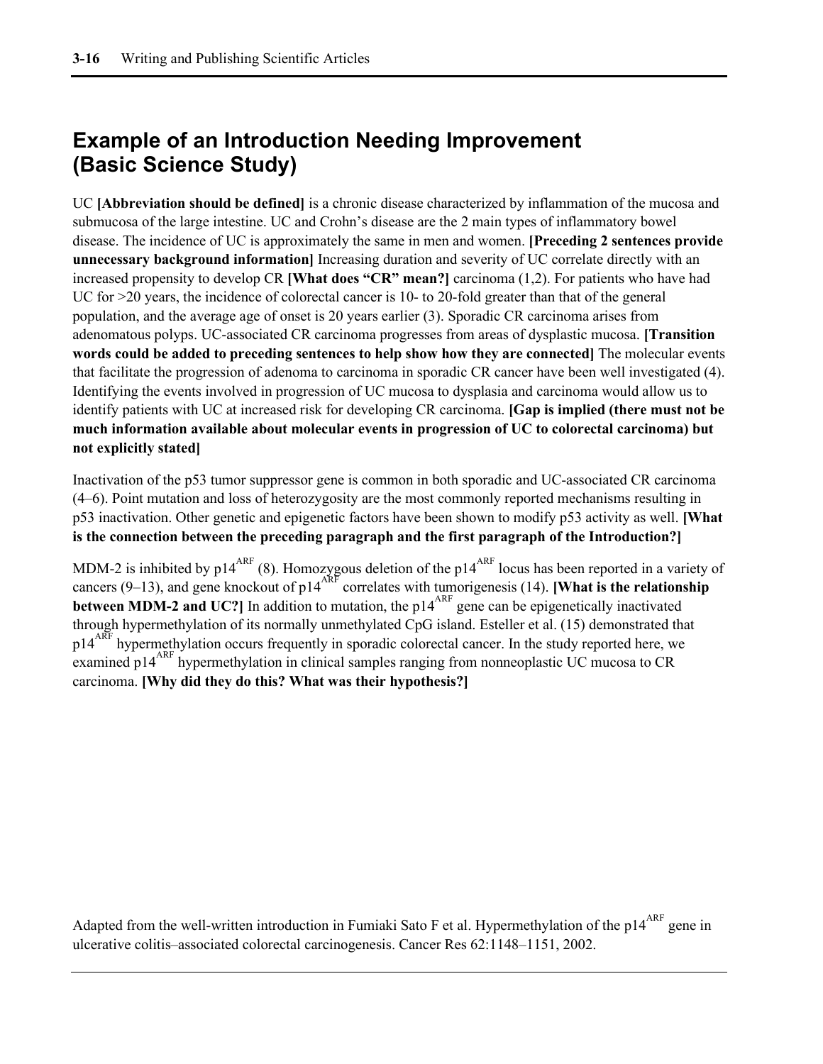## Example of an Introduction Needing Improvement (Basic Science Study)

UC **[Abbreviation should be defined]** is a chronic disease characterized by inflammation of the mucosa and submucosa of the large intestine. UC and Crohn's disease are the 2 main types of inflammatory bowel disease. The incidence of UC is approximately the same in men and women. **[Preceding 2 sentences provide unnecessary background information]** Increasing duration and severity of UC correlate directly with an increased propensity to develop CR **[What does "CR" mean?]** carcinoma (1,2). For patients who have had UC for >20 years, the incidence of colorectal cancer is 10- to 20-fold greater than that of the general population, and the average age of onset is 20 years earlier (3). Sporadic CR carcinoma arises from adenomatous polyps. UC-associated CR carcinoma progresses from areas of dysplastic mucosa. **[Transition words could be added to preceding sentences to help show how they are connected]** The molecular events that facilitate the progression of adenoma to carcinoma in sporadic CR cancer have been well investigated (4). Identifying the events involved in progression of UC mucosa to dysplasia and carcinoma would allow us to identify patients with UC at increased risk for developing CR carcinoma. **[Gap is implied (there must not be much information available about molecular events in progression of UC to colorectal carcinoma) but not explicitly stated]**

Inactivation of the p53 tumor suppressor gene is common in both sporadic and UC-associated CR carcinoma (4–6). Point mutation and loss of heterozygosity are the most commonly reported mechanisms resulting in p53 inactivation. Other genetic and epigenetic factors have been shown to modify p53 activity as well. **[What is the connection between the preceding paragraph and the first paragraph of the Introduction?]**

MDM-2 is inhibited by $p14^{ARF}$ (8). Homozygous deletion of the $p14^{ARF}$ locus has been reported in a variety of cancers (9–13), and gene knockout of $p14^{ARF}$ correlates with tumorigenesis (14). **[What is the relationship between MDM-2 and UC?]** In addition to mutation, the $p14^{ARF}$ gene can be epigenetically inactivated through hypermethylation of its normally unmethylated CpG island. Esteller et al. (15) demonstrated that $p14^{ARF}$ hypermethylation occurs frequently in sporadic colorectal cancer. In the study reported here, we examined $p14^{ARF}$ hypermethylation in clinical samples ranging from nonneoplastic UC mucosa to CR carcinoma. **[Why did they do this? What was their hypothesis?]**

Adapted from the well-written introduction in Fumiaki Sato F et al. Hypermethylation of the $p14^{ARF}$ gene in ulcerative colitis–associated colorectal carcinogenesis. Cancer Res 62:1148–1151, 2002.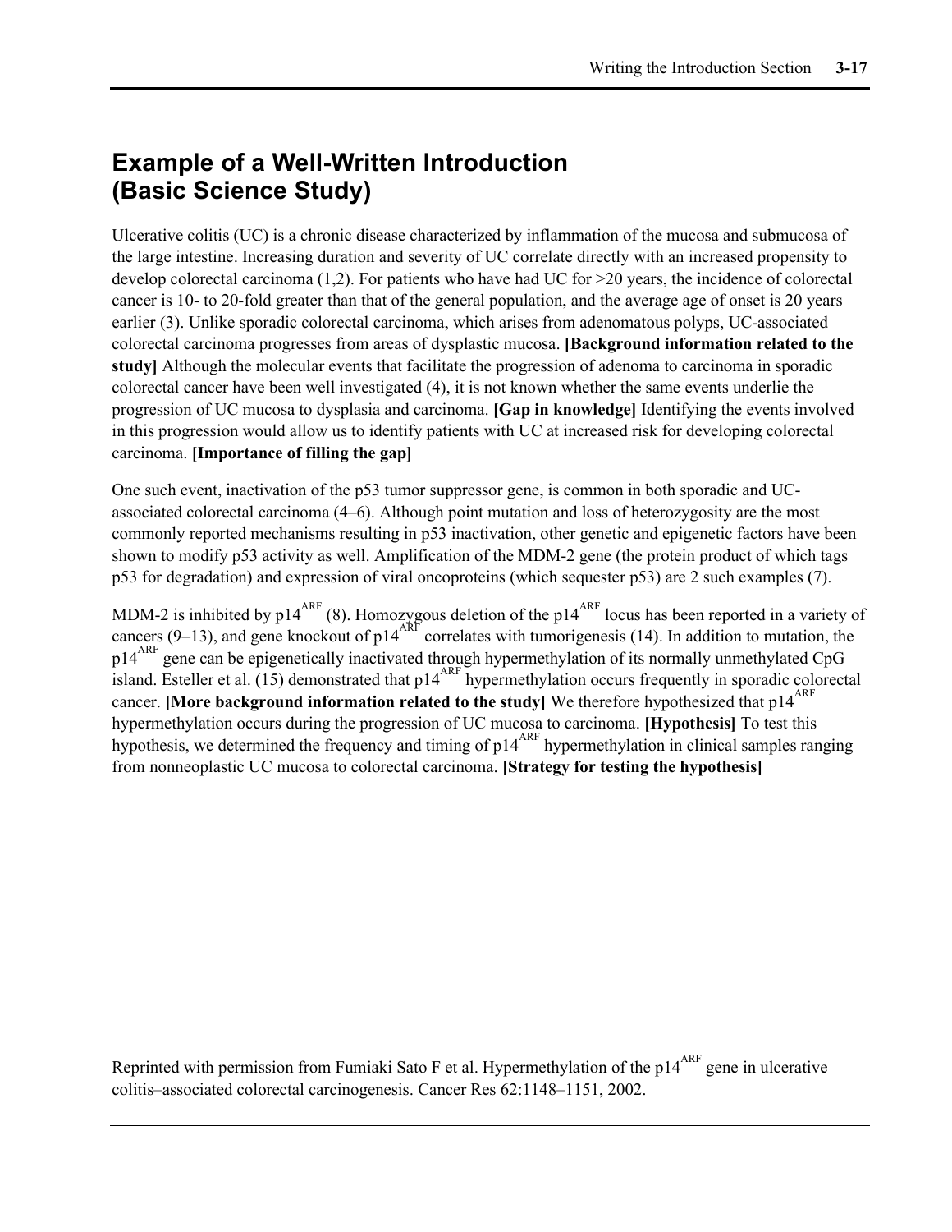# Example of a Well-Written Introduction (Basic Science Study)

Ulcerative colitis (UC) is a chronic disease characterized by inflammation of the mucosa and submucosa of the large intestine. Increasing duration and severity of UC correlate directly with an increased propensity to develop colorectal carcinoma (1,2). For patients who have had UC for >20 years, the incidence of colorectal cancer is 10- to 20-fold greater than that of the general population, and the average age of onset is 20 years earlier (3). Unlike sporadic colorectal carcinoma, which arises from adenomatous polyps, UC-associated colorectal carcinoma progresses from areas of dysplastic mucosa. **[Background information related to the study]** Although the molecular events that facilitate the progression of adenoma to carcinoma in sporadic colorectal cancer have been well investigated (4), it is not known whether the same events underlie the progression of UC mucosa to dysplasia and carcinoma. **[Gap in knowledge]** Identifying the events involved in this progression would allow us to identify patients with UC at increased risk for developing colorectal carcinoma. **[Importance of filling the gap]**

One such event, inactivation of the p53 tumor suppressor gene, is common in both sporadic and UC-associated colorectal carcinoma (4–6). Although point mutation and loss of heterozygosity are the most commonly reported mechanisms resulting in p53 inactivation, other genetic and epigenetic factors have been shown to modify p53 activity as well. Amplification of the MDM-2 gene (the protein product of which tags p53 for degradation) and expression of viral oncoproteins (which sequester p53) are 2 such examples (7).

MDM-2 is inhibited by $p14^{ARF}$ (8). Homozygous deletion of the $p14^{ARF}$ locus has been reported in a variety of cancers (9–13), and gene knockout of $p14^{ARF}$ correlates with tumorigenesis (14). In addition to mutation, the $p14^{ARF}$ gene can be epigenetically inactivated through hypermethylation of its normally unmethylated CpG island. Esteller et al. (15) demonstrated that $p14^{ARF}$ hypermethylation occurs frequently in sporadic colorectal cancer. **[More background information related to the study]** We therefore hypothesized that $p14^{ARF}$ hypermethylation occurs during the progression of UC mucosa to carcinoma. **[Hypothesis]** To test this hypothesis, we determined the frequency and timing of $p14^{ARF}$ hypermethylation in clinical samples ranging from nonneoplastic UC mucosa to colorectal carcinoma. **[Strategy for testing the hypothesis]**

Reprinted with permission from Fumiaki Sato F et al. Hypermethylation of the $p14^{ARF}$ gene in ulcerative colitis–associated colorectal carcinogenesis. Cancer Res 62:1148–1151, 2002.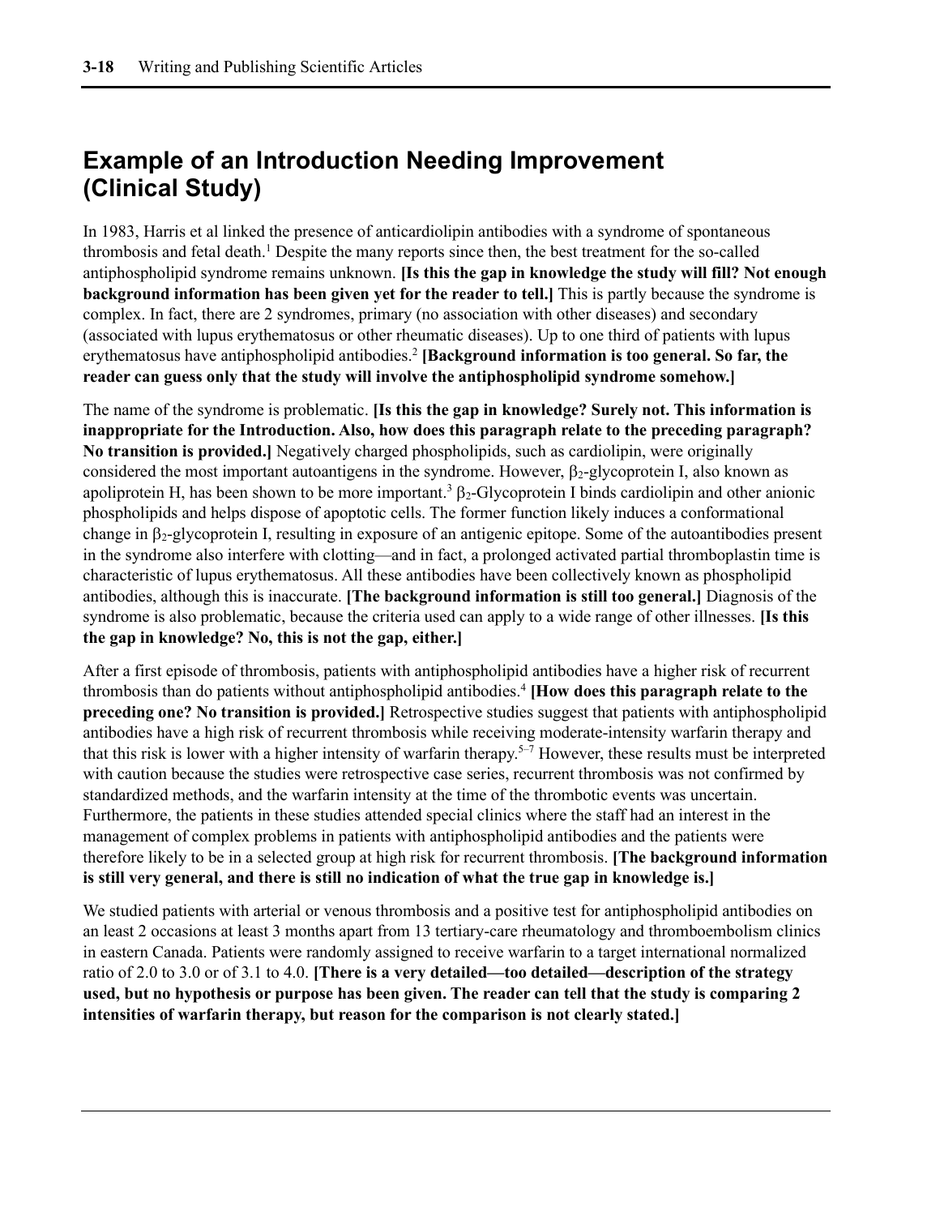# Example of an Introduction Needing Improvement (Clinical Study)

In 1983, Harris et al linked the presence of anticardiolipin antibodies with a syndrome of spontaneous thrombosis and fetal death.[1] Despite the many reports since then, the best treatment for the so-called antiphospholipid syndrome remains unknown. **[Is this the gap in knowledge the study will fill? Not enough background information has been given yet for the reader to tell.]** This is partly because the syndrome is complex. In fact, there are 2 syndromes, primary (no association with other diseases) and secondary (associated with lupus erythematosus or other rheumatic diseases). Up to one third of patients with lupus erythematosus have antiphospholipid antibodies.[2] **[Background information is too general. So far, the reader can guess only that the study will involve the antiphospholipid syndrome somehow.]**

The name of the syndrome is problematic. **[Is this the gap in knowledge? Surely not. This information is inappropriate for the Introduction. Also, how does this paragraph relate to the preceding paragraph? No transition is provided.]** Negatively charged phospholipids, such as cardiolipin, were originally considered the most important autoantigens in the syndrome. However, $\beta_2$-glycoprotein I, also known as apoliprotein H, has been shown to be more important.[3] $\beta_2$-Glycoprotein I binds cardiolipin and other anionic phospholipids and helps dispose of apoptotic cells. The former function likely induces a conformational change in $\beta_2$-glycoprotein I, resulting in exposure of an antigenic epitope. Some of the autoantibodies present in the syndrome also interfere with clotting—and in fact, a prolonged activated partial thromboplastin time is characteristic of lupus erythematosus. All these antibodies have been collectively known as phospholipid antibodies, although this is inaccurate. **[The background information is still too general.]** Diagnosis of the syndrome is also problematic, because the criteria used can apply to a wide range of other illnesses. **[Is this the gap in knowledge? No, this is not the gap, either.]**

After a first episode of thrombosis, patients with antiphospholipid antibodies have a higher risk of recurrent thrombosis than do patients without antiphospholipid antibodies.[4] **[How does this paragraph relate to the preceding one? No transition is provided.]** Retrospective studies suggest that patients with antiphospholipid antibodies have a high risk of recurrent thrombosis while receiving moderate-intensity warfarin therapy and that this risk is lower with a higher intensity of warfarin therapy.[5–7] However, these results must be interpreted with caution because the studies were retrospective case series, recurrent thrombosis was not confirmed by standardized methods, and the warfarin intensity at the time of the thrombotic events was uncertain. Furthermore, the patients in these studies attended special clinics where the staff had an interest in the management of complex problems in patients with antiphospholipid antibodies and the patients were therefore likely to be in a selected group at high risk for recurrent thrombosis. **[The background information is still very general, and there is still no indication of what the true gap in knowledge is.]**

We studied patients with arterial or venous thrombosis and a positive test for antiphospholipid antibodies on an least 2 occasions at least 3 months apart from 13 tertiary-care rheumatology and thromboembolism clinics in eastern Canada. Patients were randomly assigned to receive warfarin to a target international normalized ratio of 2.0 to 3.0 or of 3.1 to 4.0. **[There is a very detailed—too detailed—description of the strategy used, but no hypothesis or purpose has been given. The reader can tell that the study is comparing 2 intensities of warfarin therapy, but reason for the comparison is not clearly stated.]**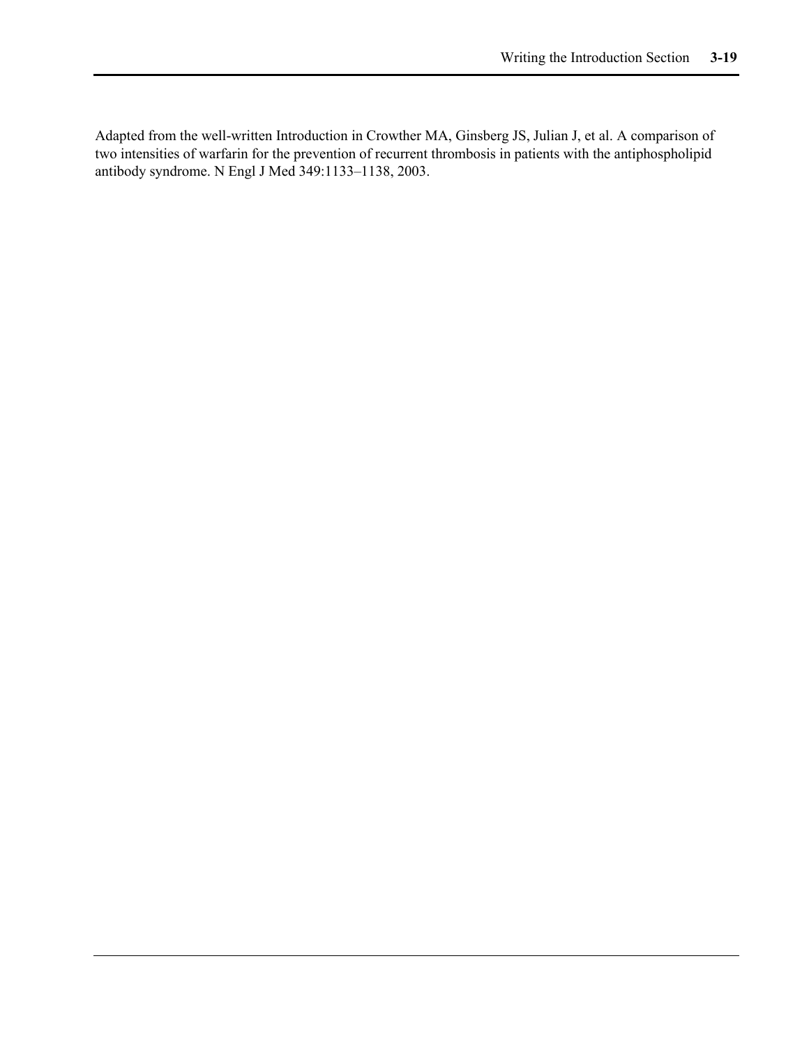Adapted from the well-written Introduction in Crowther MA, Ginsberg JS, Julian J, et al. A comparison of two intensities of warfarin for the prevention of recurrent thrombosis in patients with the antiphospholipid antibody syndrome. N Engl J Med 349:1133–1138, 2003.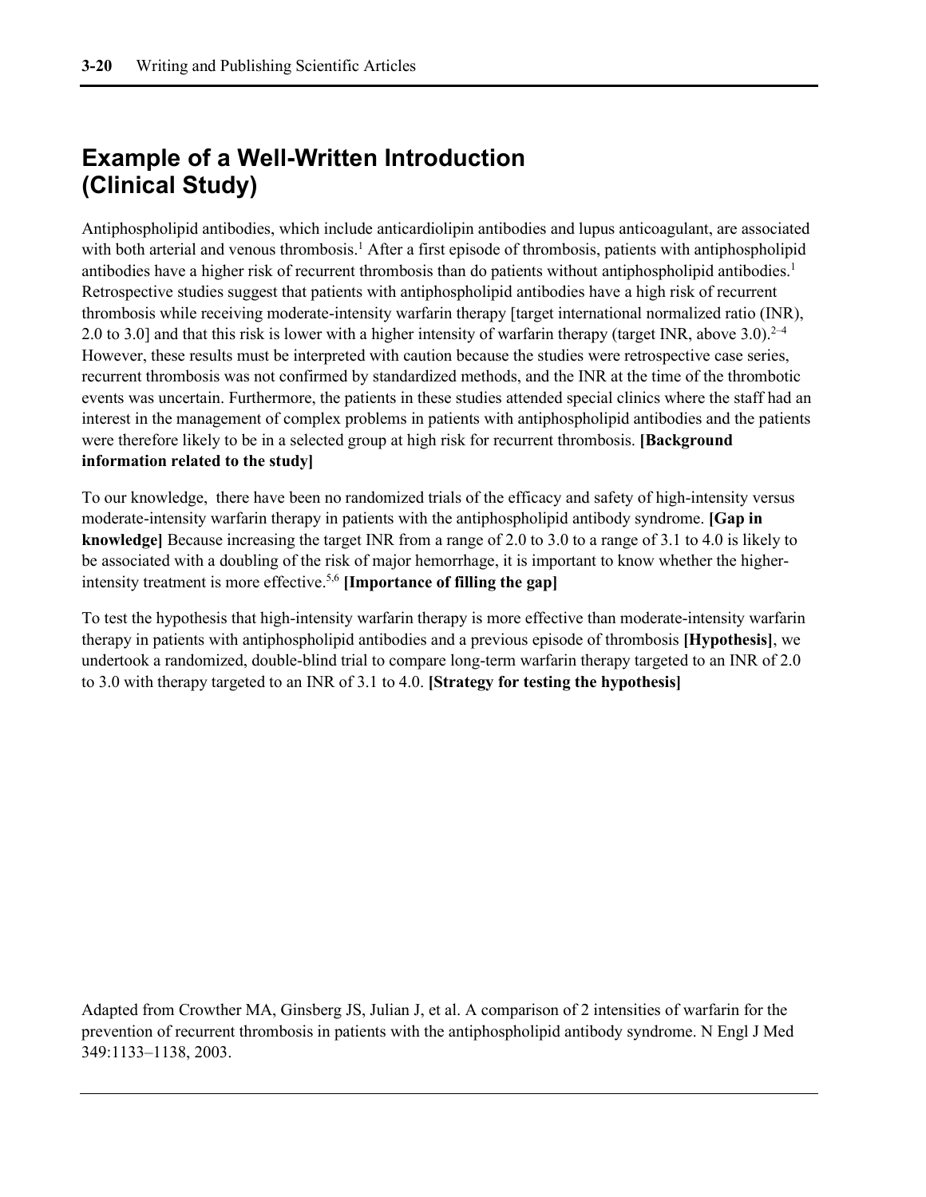# Example of a Well-Written Introduction (Clinical Study)

Antiphospholipid antibodies, which include anticardiolipin antibodies and lupus anticoagulant, are associated with both arterial and venous thrombosis.[1] After a first episode of thrombosis, patients with antiphospholipid antibodies have a higher risk of recurrent thrombosis than do patients without antiphospholipid antibodies.[1] Retrospective studies suggest that patients with antiphospholipid antibodies have a high risk of recurrent thrombosis while receiving moderate-intensity warfarin therapy [target international normalized ratio (INR), 2.0 to 3.0] and that this risk is lower with a higher intensity of warfarin therapy (target INR, above 3.0).[2–4] However, these results must be interpreted with caution because the studies were retrospective case series, recurrent thrombosis was not confirmed by standardized methods, and the INR at the time of the thrombotic events was uncertain. Furthermore, the patients in these studies attended special clinics where the staff had an interest in the management of complex problems in patients with antiphospholipid antibodies and the patients were therefore likely to be in a selected group at high risk for recurrent thrombosis. **[Background information related to the study]**

To our knowledge, there have been no randomized trials of the efficacy and safety of high-intensity versus moderate-intensity warfarin therapy in patients with the antiphospholipid antibody syndrome. **[Gap in knowledge]** Because increasing the target INR from a range of 2.0 to 3.0 to a range of 3.1 to 4.0 is likely to be associated with a doubling of the risk of major hemorrhage, it is important to know whether the higher-intensity treatment is more effective.[5,6] **[Importance of filling the gap]**

To test the hypothesis that high-intensity warfarin therapy is more effective than moderate-intensity warfarin therapy in patients with antiphospholipid antibodies and a previous episode of thrombosis **[Hypothesis]**, we undertook a randomized, double-blind trial to compare long-term warfarin therapy targeted to an INR of 2.0 to 3.0 with therapy targeted to an INR of 3.1 to 4.0. **[Strategy for testing the hypothesis]**

Adapted from Crowther MA, Ginsberg JS, Julian J, et al. A comparison of 2 intensities of warfarin for the prevention of recurrent thrombosis in patients with the antiphospholipid antibody syndrome. N Engl J Med 349:1133–1138, 2003.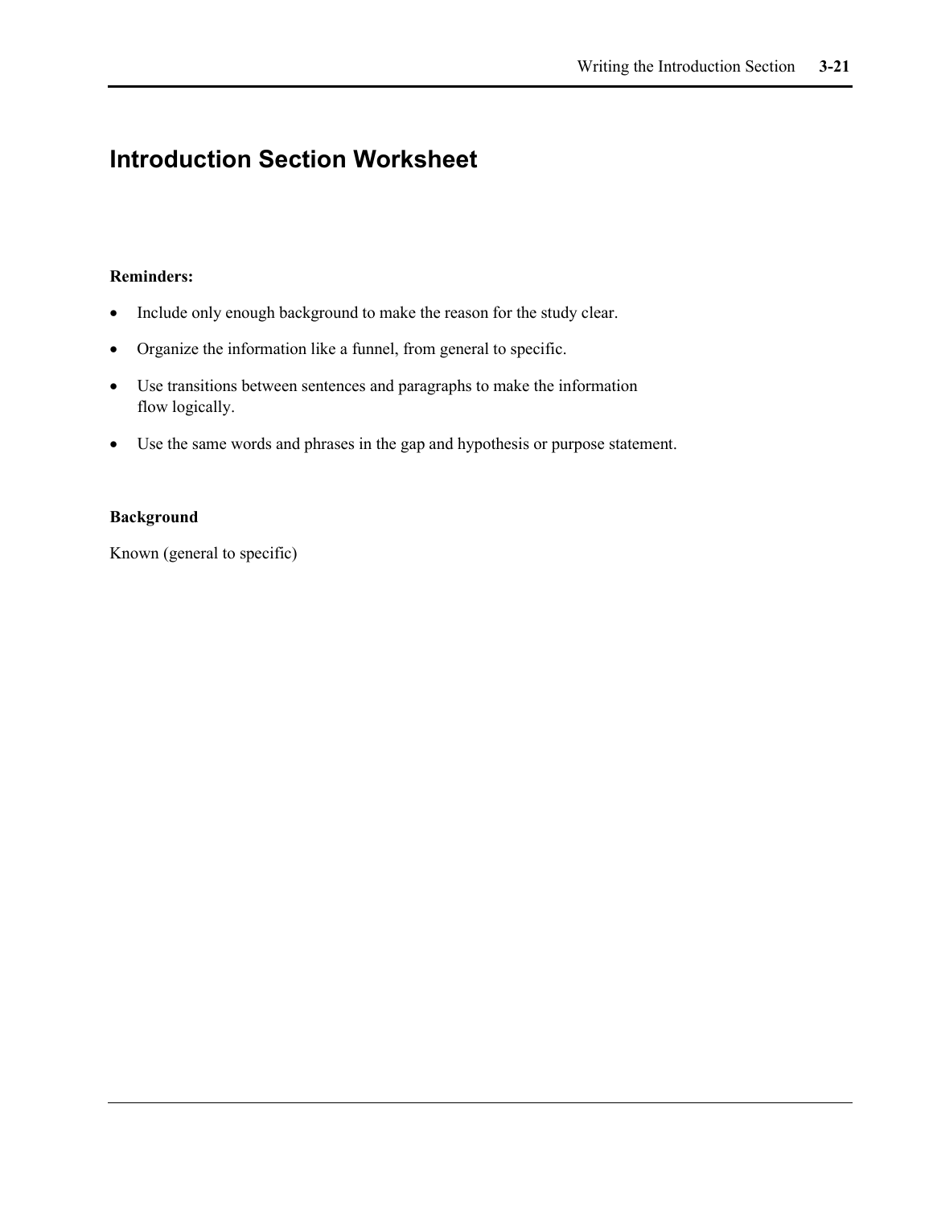# Introduction Section Worksheet

**Reminders:**

- Include only enough background to make the reason for the study clear.
- Organize the information like a funnel, from general to specific.
- Use transitions between sentences and paragraphs to make the information flow logically.
- Use the same words and phrases in the gap and hypothesis or purpose statement.

**Background**

Known (general to specific)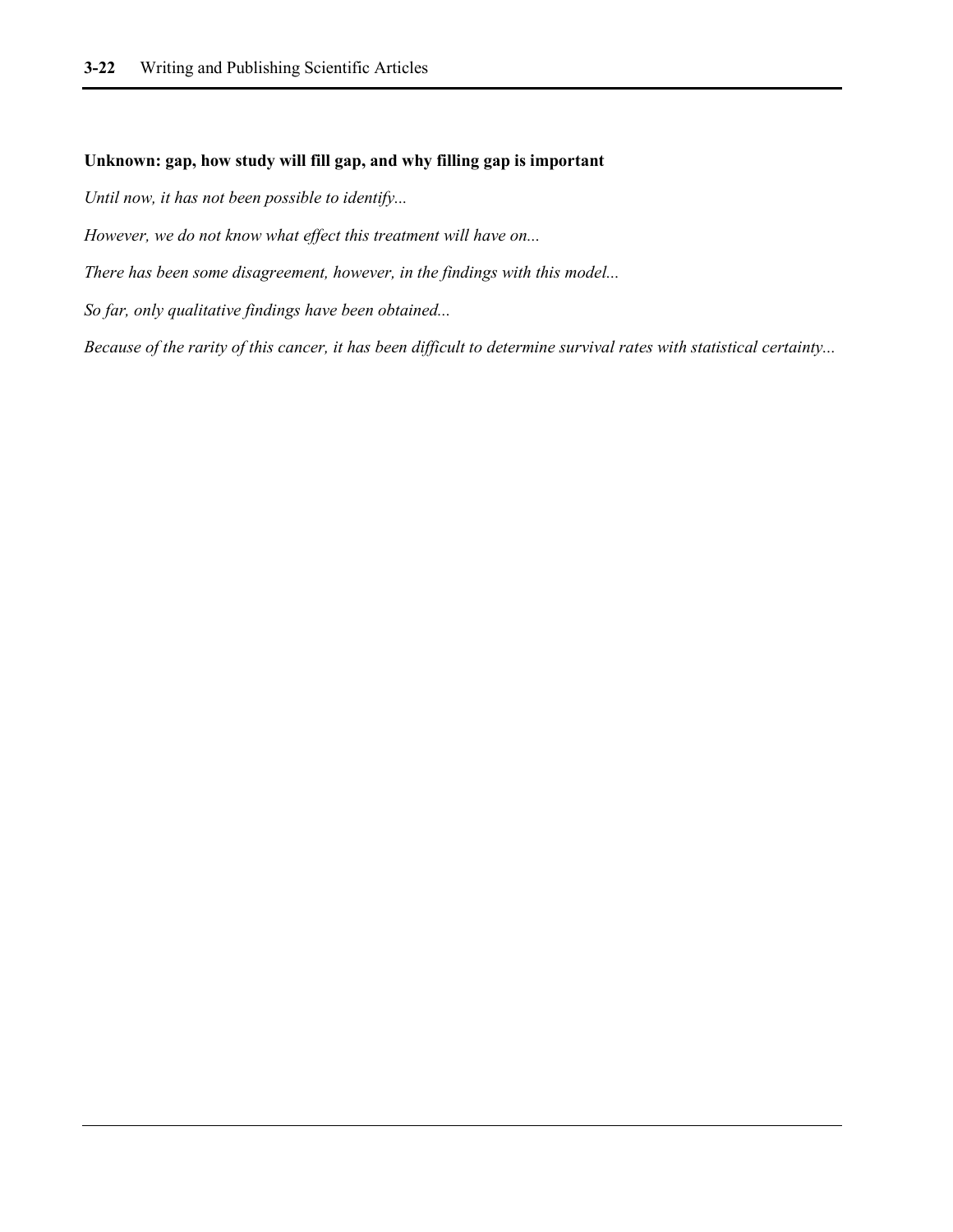**Unknown: gap, how study will fill gap, and why filling gap is important**

*Until now, it has not been possible to identify...*

*However, we do not know what effect this treatment will have on...*

*There has been some disagreement, however, in the findings with this model...*

*So far, only qualitative findings have been obtained...*

*Because of the rarity of this cancer, it has been difficult to determine survival rates with statistical certainty...*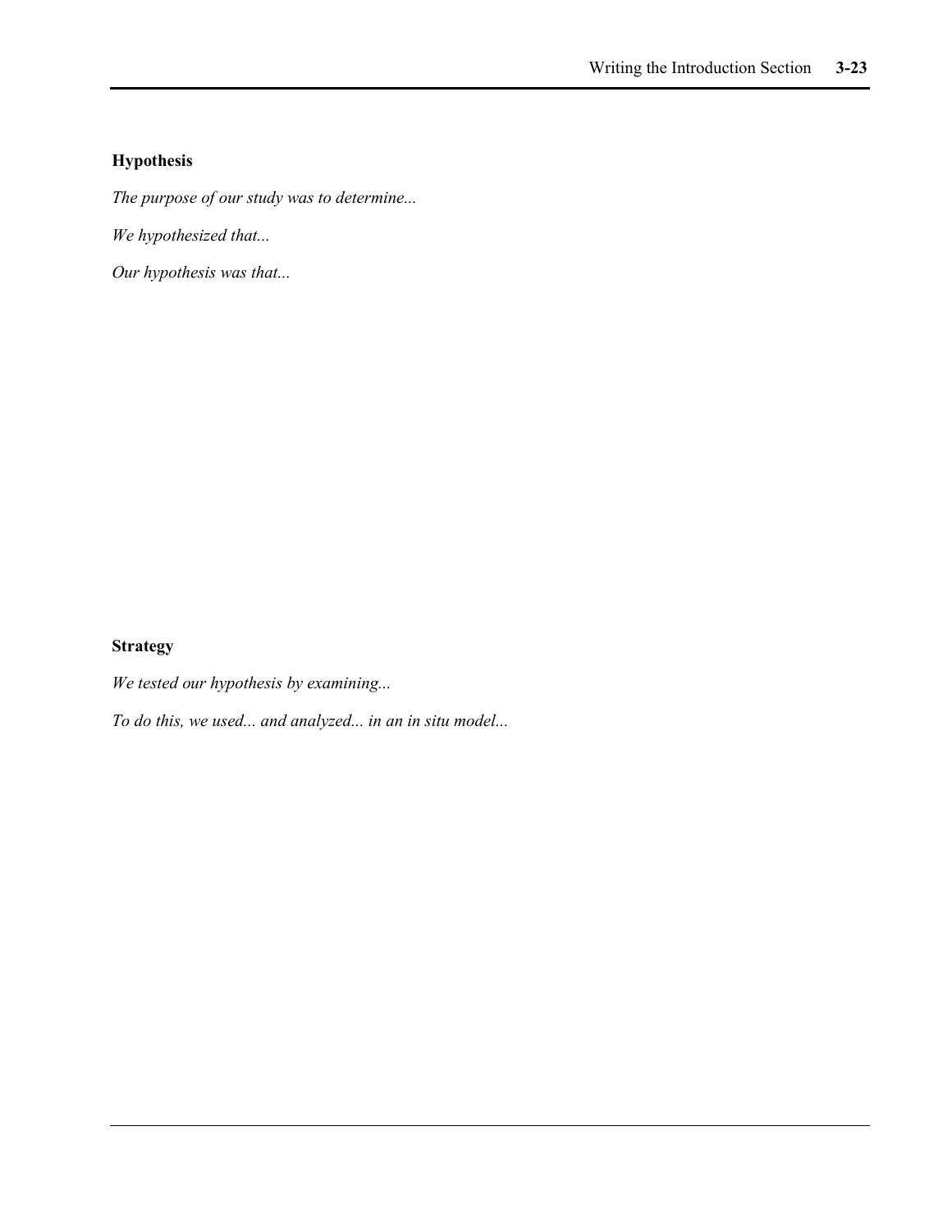**Hypothesis**

*The purpose of our study was to determine...*

*We hypothesized that...*

*Our hypothesis was that...*

**Strategy**

*We tested our hypothesis by examining...*

*To do this, we used... and analyzed... in an in situ model...*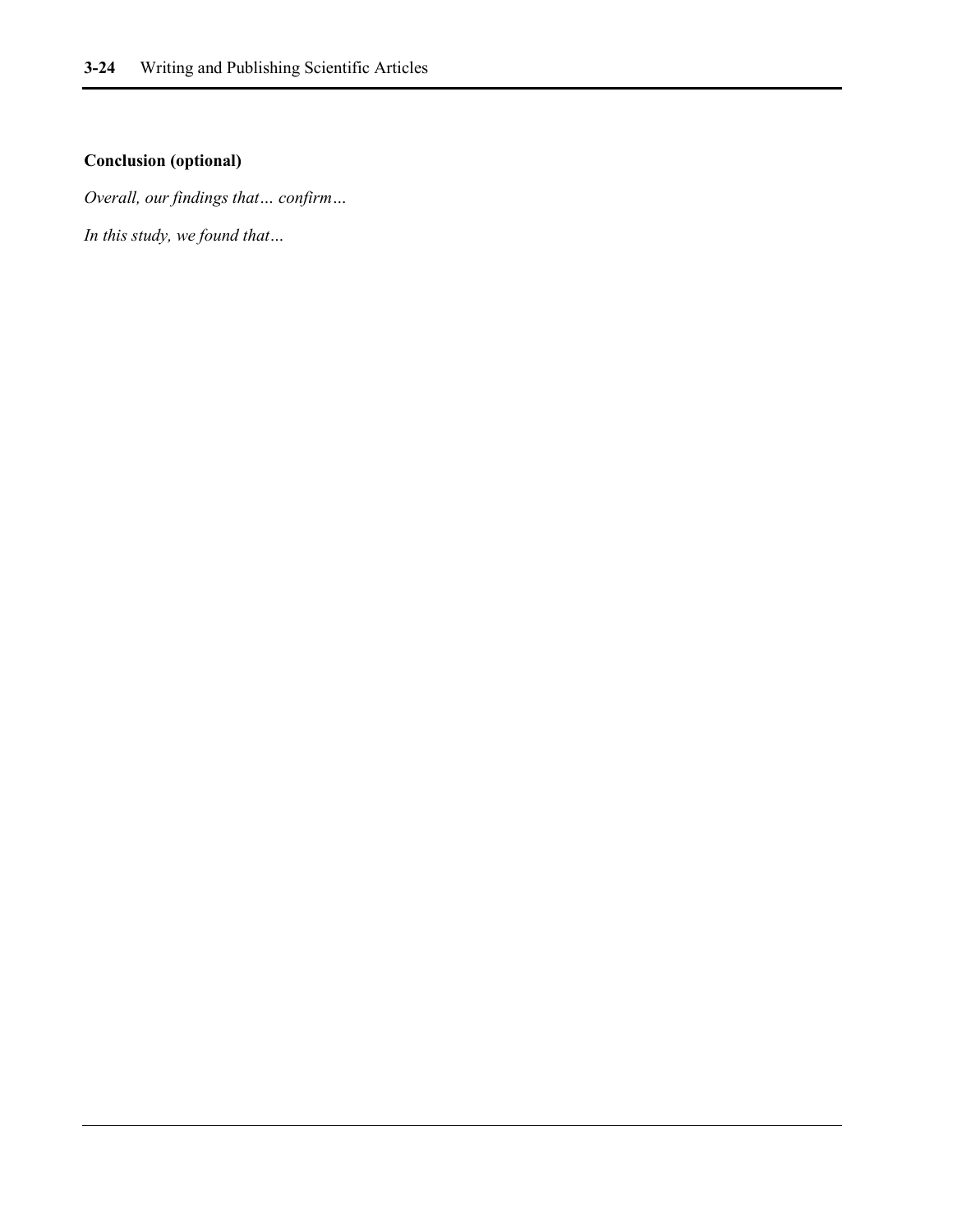**Conclusion (optional)**

*Overall, our findings that… confirm…*

*In this study, we found that…*